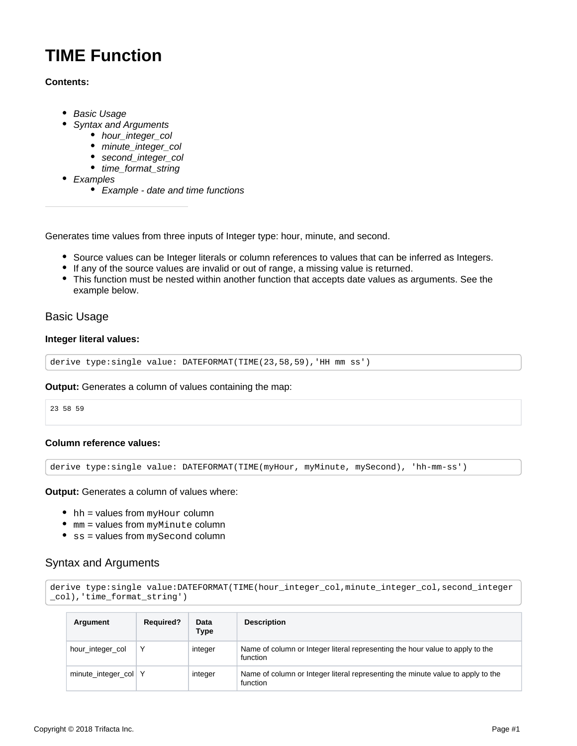# TIME Function

**Contents:**

- *Basic Usage*
- *Syntax and Arguments*
  - *hour_integer_col*
  - *minute_integer_col*
  - *second_integer_col*
  - *time_format_string*
- *Examples*
  - *Example - date and time functions*

---

Generates time values from three inputs of Integer type: hour, minute, and second.

- Source values can be Integer literals or column references to values that can be inferred as Integers.
- If any of the source values are invalid or out of range, a missing value is returned.
- This function must be nested within another function that accepts date values as arguments. See the example below.

## Basic Usage

**Integer literal values:**

```
derive type:single value: DATEFORMAT(TIME(23,58,59),'HH mm ss')
```

**Output:** Generates a column of values containing the map:

```
23 58 59
```

**Column reference values:**

```
derive type:single value: DATEFORMAT(TIME(myHour, myMinute, mySecond), 'hh-mm-ss')
```

**Output:** Generates a column of values where:

- `hh` = values from `myHour` column
- `mm` = values from `myMinute` column
- `ss` = values from `mySecond` column

## Syntax and Arguments

```
derive type:single value:DATEFORMAT(TIME(hour_integer_col,minute_integer_col,second_integer_col),'time_format_string')
```

| Argument | Required? | Data Type | Description |
| --- | --- | --- | --- |
| hour_integer_col | Y | integer | Name of column or Integer literal representing the hour value to apply to the function |
| minute_integer_col | Y | integer | Name of column or Integer literal representing the minute value to apply to the function |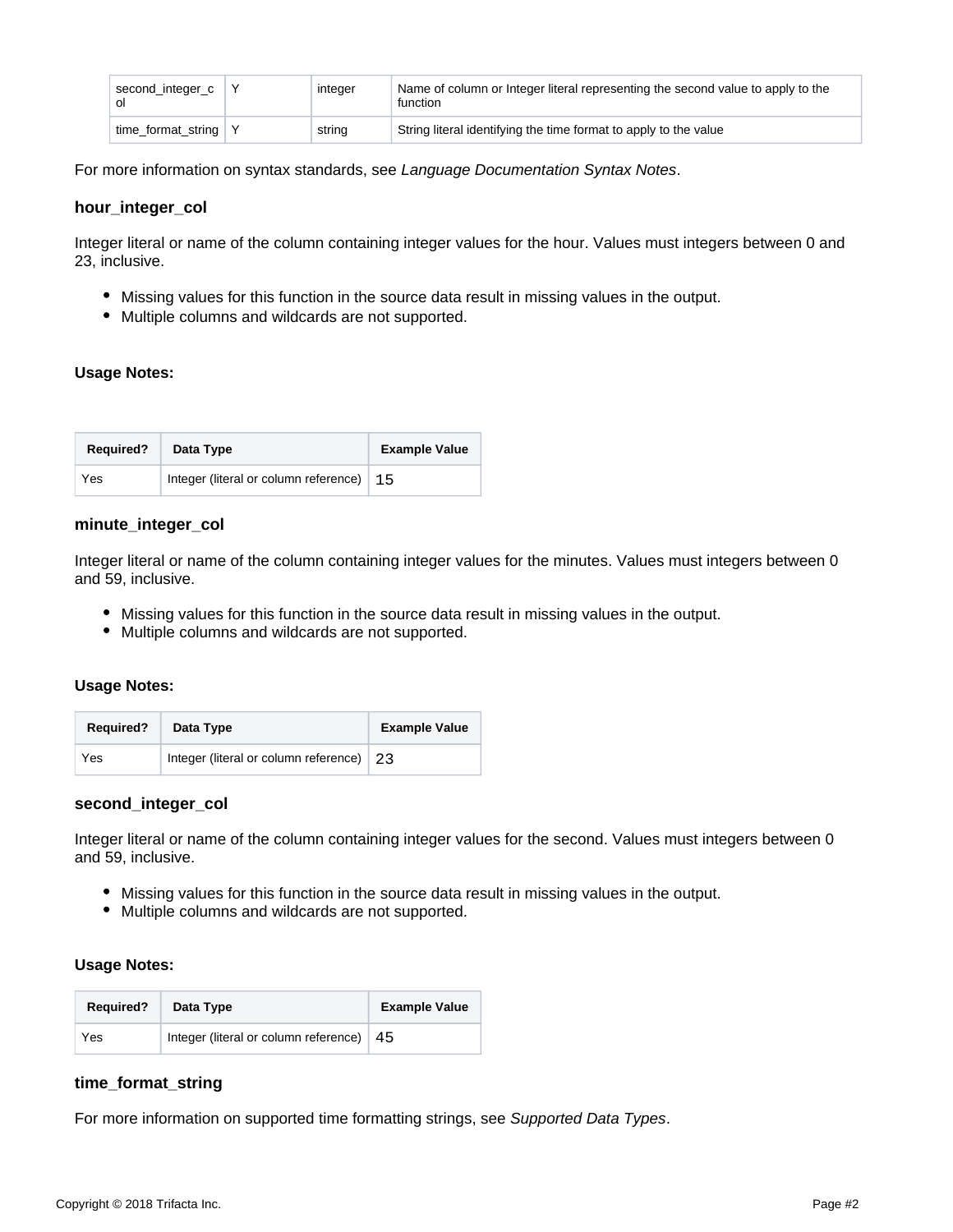| second_integer_col | Y | integer | Name of column or Integer literal representing the second value to apply to the function |
| --- | --- | --- | --- |
| time_format_string | Y | string | String literal identifying the time format to apply to the value |

For more information on syntax standards, see *Language Documentation Syntax Notes*.

#### hour_integer_col

Integer literal or name of the column containing integer values for the hour. Values must integers between 0 and 23, inclusive.

- Missing values for this function in the source data result in missing values in the output.
- Multiple columns and wildcards are not supported.

**Usage Notes:**

| Required? | Data Type | Example Value |
| --- | --- | --- |
| Yes | Integer (literal or column reference) | `15` |

#### minute_integer_col

Integer literal or name of the column containing integer values for the minutes. Values must integers between 0 and 59, inclusive.

- Missing values for this function in the source data result in missing values in the output.
- Multiple columns and wildcards are not supported.

**Usage Notes:**

| Required? | Data Type | Example Value |
| --- | --- | --- |
| Yes | Integer (literal or column reference) | `23` |

#### second_integer_col

Integer literal or name of the column containing integer values for the second. Values must integers between 0 and 59, inclusive.

- Missing values for this function in the source data result in missing values in the output.
- Multiple columns and wildcards are not supported.

**Usage Notes:**

| Required? | Data Type | Example Value |
| --- | --- | --- |
| Yes | Integer (literal or column reference) | `45` |

#### time_format_string

For more information on supported time formatting strings, see *Supported Data Types*.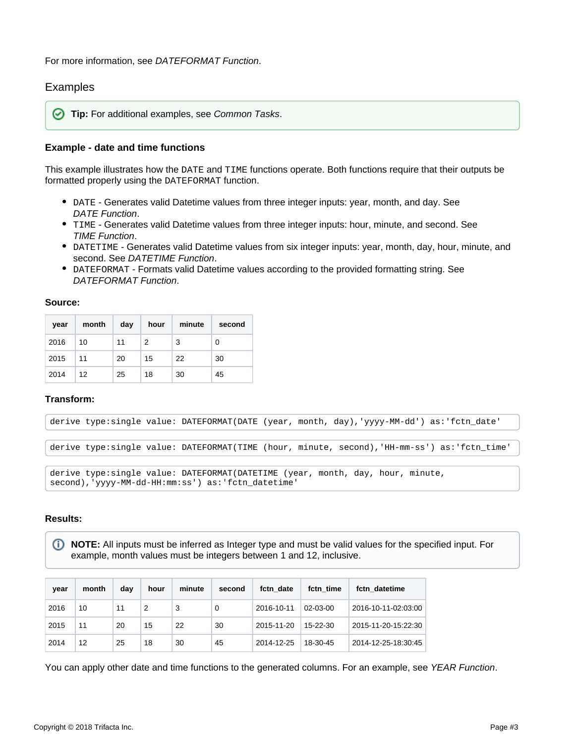For more information, see *DATEFORMAT Function*.

## Examples

**Tip:** For additional examples, see *Common Tasks*.

### Example - date and time functions

This example illustrates how the `DATE` and `TIME` functions operate. Both functions require that their outputs be formatted properly using the `DATEFORMAT` function.

- `DATE` - Generates valid Datetime values from three integer inputs: year, month, and day. See *DATE Function*.
- `TIME` - Generates valid Datetime values from three integer inputs: hour, minute, and second. See *TIME Function*.
- `DATETIME` - Generates valid Datetime values from six integer inputs: year, month, day, hour, minute, and second. See *DATETIME Function*.
- `DATEFORMAT` - Formats valid Datetime values according to the provided formatting string. See *DATEFORMAT Function*.

**Source:**

| year | month | day | hour | minute | second |
|---|---|---|---|---|---|
| 2016 | 10 | 11 | 2 | 3 | 0 |
| 2015 | 11 | 20 | 15 | 22 | 30 |
| 2014 | 12 | 25 | 18 | 30 | 45 |

**Transform:**

```
derive type:single value: DATEFORMAT(DATE (year, month, day),'yyyy-MM-dd') as:'fctn_date'
```

```
derive type:single value: DATEFORMAT(TIME (hour, minute, second),'HH-mm-ss') as:'fctn_time'
```

```
derive type:single value: DATEFORMAT(DATETIME (year, month, day, hour, minute,
second),'yyyy-MM-dd-HH:mm:ss') as:'fctn_datetime'
```

**Results:**

**NOTE:** All inputs must be inferred as Integer type and must be valid values for the specified input. For example, month values must be integers between 1 and 12, inclusive.

| year | month | day | hour | minute | second | fctn_date | fctn_time | fctn_datetime |
|---|---|---|---|---|---|---|---|---|
| 2016 | 10 | 11 | 2 | 3 | 0 | 2016-10-11 | 02-03-00 | 2016-10-11-02:03:00 |
| 2015 | 11 | 20 | 15 | 22 | 30 | 2015-11-20 | 15-22-30 | 2015-11-20-15:22:30 |
| 2014 | 12 | 25 | 18 | 30 | 45 | 2014-12-25 | 18-30-45 | 2014-12-25-18:30:45 |

You can apply other date and time functions to the generated columns. For an example, see *YEAR Function*.